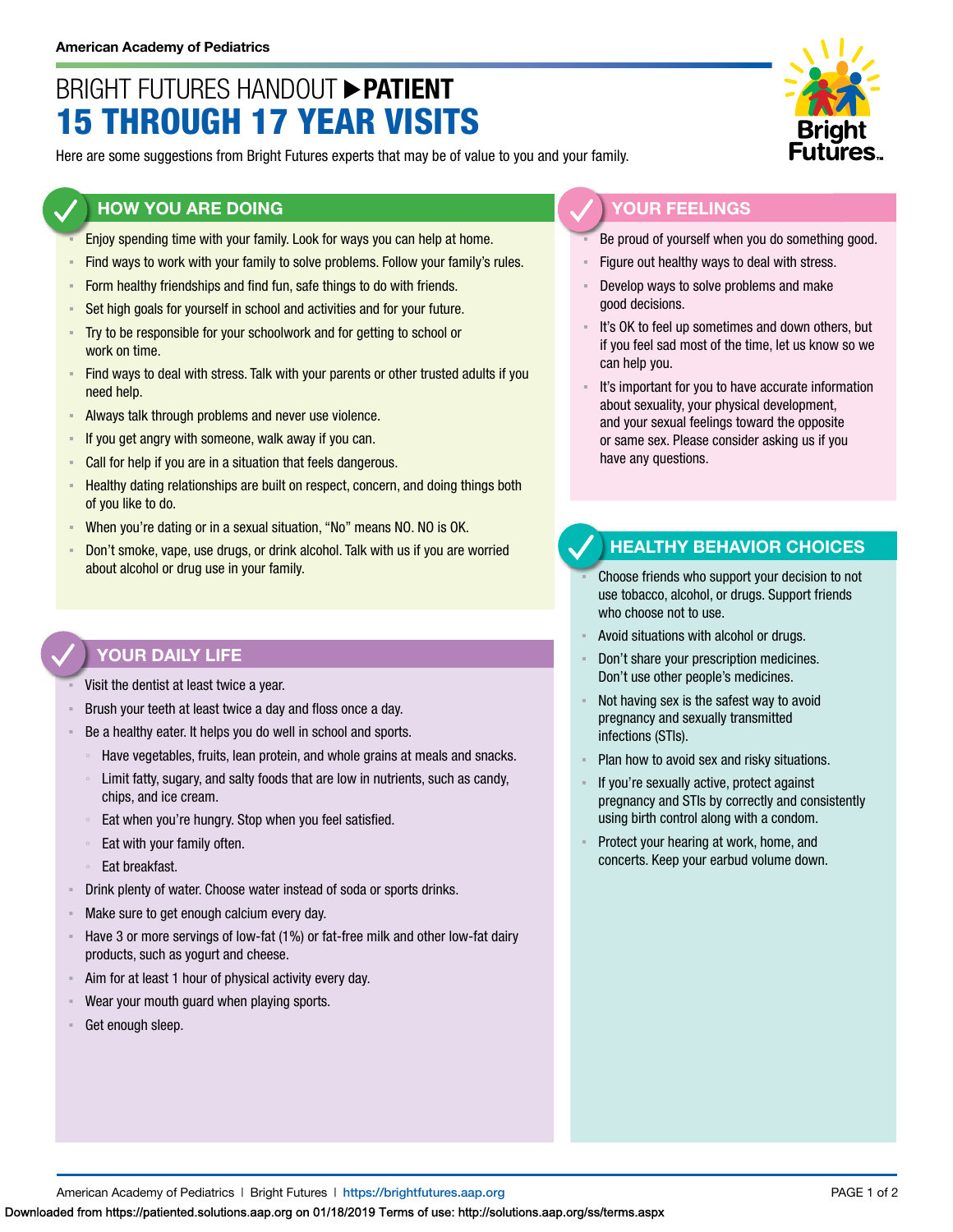American Academy of Pediatrics

# BRIGHT FUTURES HANDOUT ▶ PATIENT
# 15 THROUGH 17 YEAR VISITS

Here are some suggestions from Bright Futures experts that may be of value to you and your family.

## HOW YOU ARE DOING

- Enjoy spending time with your family. Look for ways you can help at home.
- Find ways to work with your family to solve problems. Follow your family's rules.
- Form healthy friendships and find fun, safe things to do with friends.
- Set high goals for yourself in school and activities and for your future.
- Try to be responsible for your schoolwork and for getting to school or work on time.
- Find ways to deal with stress. Talk with your parents or other trusted adults if you need help.
- Always talk through problems and never use violence.
- If you get angry with someone, walk away if you can.
- Call for help if you are in a situation that feels dangerous.
- Healthy dating relationships are built on respect, concern, and doing things both of you like to do.
- When you're dating or in a sexual situation, "No" means NO. NO is OK.
- Don't smoke, vape, use drugs, or drink alcohol. Talk with us if you are worried about alcohol or drug use in your family.

## YOUR DAILY LIFE

- Visit the dentist at least twice a year.
- Brush your teeth at least twice a day and floss once a day.
- Be a healthy eater. It helps you do well in school and sports.
  - Have vegetables, fruits, lean protein, and whole grains at meals and snacks.
  - Limit fatty, sugary, and salty foods that are low in nutrients, such as candy, chips, and ice cream.
  - Eat when you're hungry. Stop when you feel satisfied.
  - Eat with your family often.
  - Eat breakfast.
- Drink plenty of water. Choose water instead of soda or sports drinks.
- Make sure to get enough calcium every day.
- Have 3 or more servings of low-fat (1%) or fat-free milk and other low-fat dairy products, such as yogurt and cheese.
- Aim for at least 1 hour of physical activity every day.
- Wear your mouth guard when playing sports.
- Get enough sleep.

## YOUR FEELINGS

- Be proud of yourself when you do something good.
- Figure out healthy ways to deal with stress.
- Develop ways to solve problems and make good decisions.
- It's OK to feel up sometimes and down others, but if you feel sad most of the time, let us know so we can help you.
- It's important for you to have accurate information about sexuality, your physical development, and your sexual feelings toward the opposite or same sex. Please consider asking us if you have any questions.

## HEALTHY BEHAVIOR CHOICES

- Choose friends who support your decision to not use tobacco, alcohol, or drugs. Support friends who choose not to use.
- Avoid situations with alcohol or drugs.
- Don't share your prescription medicines. Don't use other people's medicines.
- Not having sex is the safest way to avoid pregnancy and sexually transmitted infections (STIs).
- Plan how to avoid sex and risky situations.
- If you're sexually active, protect against pregnancy and STIs by correctly and consistently using birth control along with a condom.
- Protect your hearing at work, home, and concerts. Keep your earbud volume down.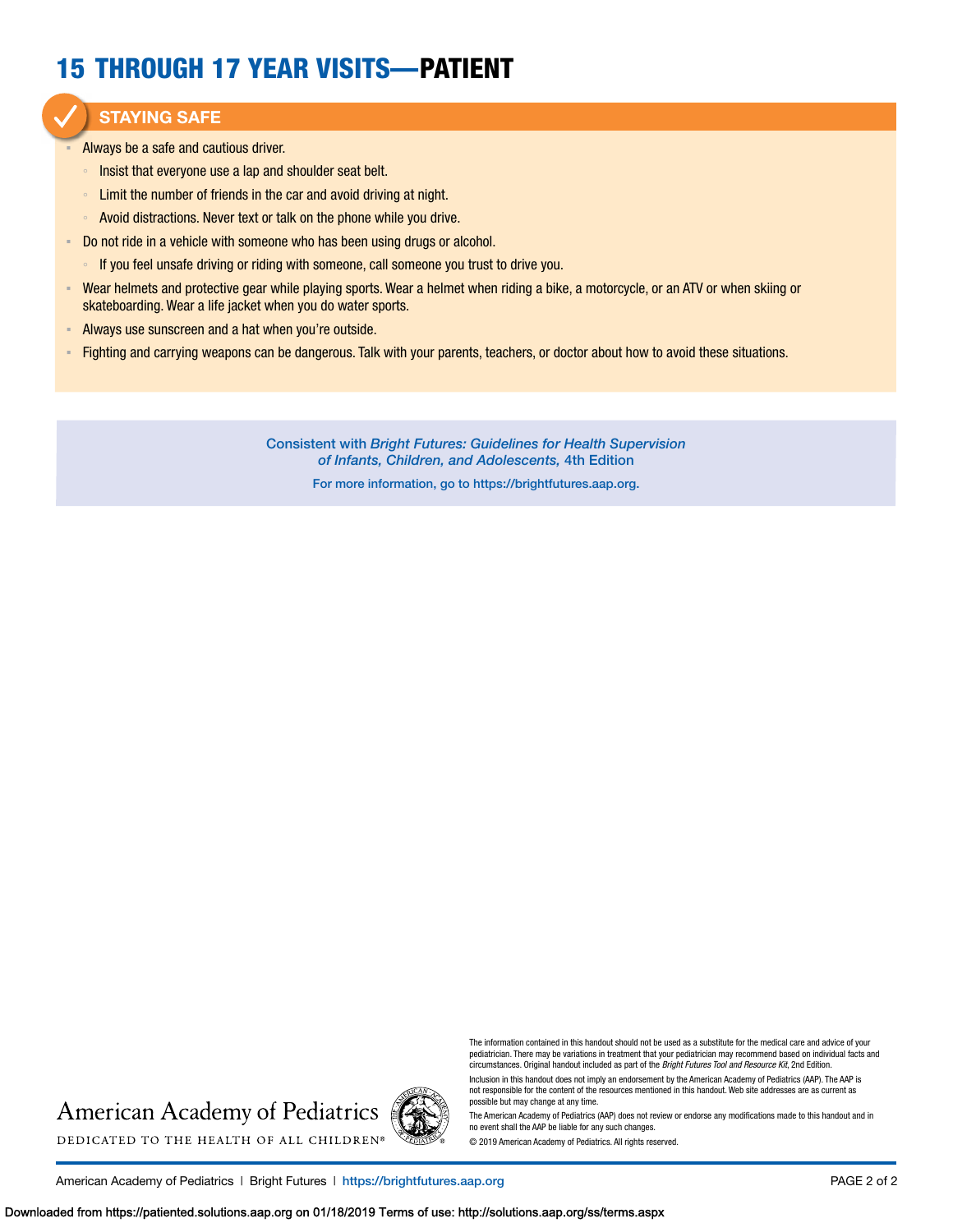# 15 THROUGH 17 YEAR VISITS—PATIENT

## STAYING SAFE

- Always be a safe and cautious driver.
  - Insist that everyone use a lap and shoulder seat belt.
  - Limit the number of friends in the car and avoid driving at night.
  - Avoid distractions. Never text or talk on the phone while you drive.
- Do not ride in a vehicle with someone who has been using drugs or alcohol.
  - If you feel unsafe driving or riding with someone, call someone you trust to drive you.
- Wear helmets and protective gear while playing sports. Wear a helmet when riding a bike, a motorcycle, or an ATV or when skiing or skateboarding. Wear a life jacket when you do water sports.
- Always use sunscreen and a hat when you're outside.
- Fighting and carrying weapons can be dangerous. Talk with your parents, teachers, or doctor about how to avoid these situations.

Consistent with *Bright Futures: Guidelines for Health Supervision of Infants, Children, and Adolescents,* 4th Edition

For more information, go to https://brightfutures.aap.org.

American Academy of Pediatrics

DEDICATED TO THE HEALTH OF ALL CHILDREN®

The information contained in this handout should not be used as a substitute for the medical care and advice of your pediatrician. There may be variations in treatment that your pediatrician may recommend based on individual facts and circumstances. Original handout included as part of the *Bright Futures Tool and Resource Kit*, 2nd Edition.

Inclusion in this handout does not imply an endorsement by the American Academy of Pediatrics (AAP). The AAP is not responsible for the content of the resources mentioned in this handout. Web site addresses are as current as possible but may change at any time.

The American Academy of Pediatrics (AAP) does not review or endorse any modifications made to this handout and in no event shall the AAP be liable for any such changes.

© 2019 American Academy of Pediatrics. All rights reserved.

Downloaded from https://patiented.solutions.aap.org on 01/18/2019 Terms of use: http://solutions.aap.org/ss/terms.aspx